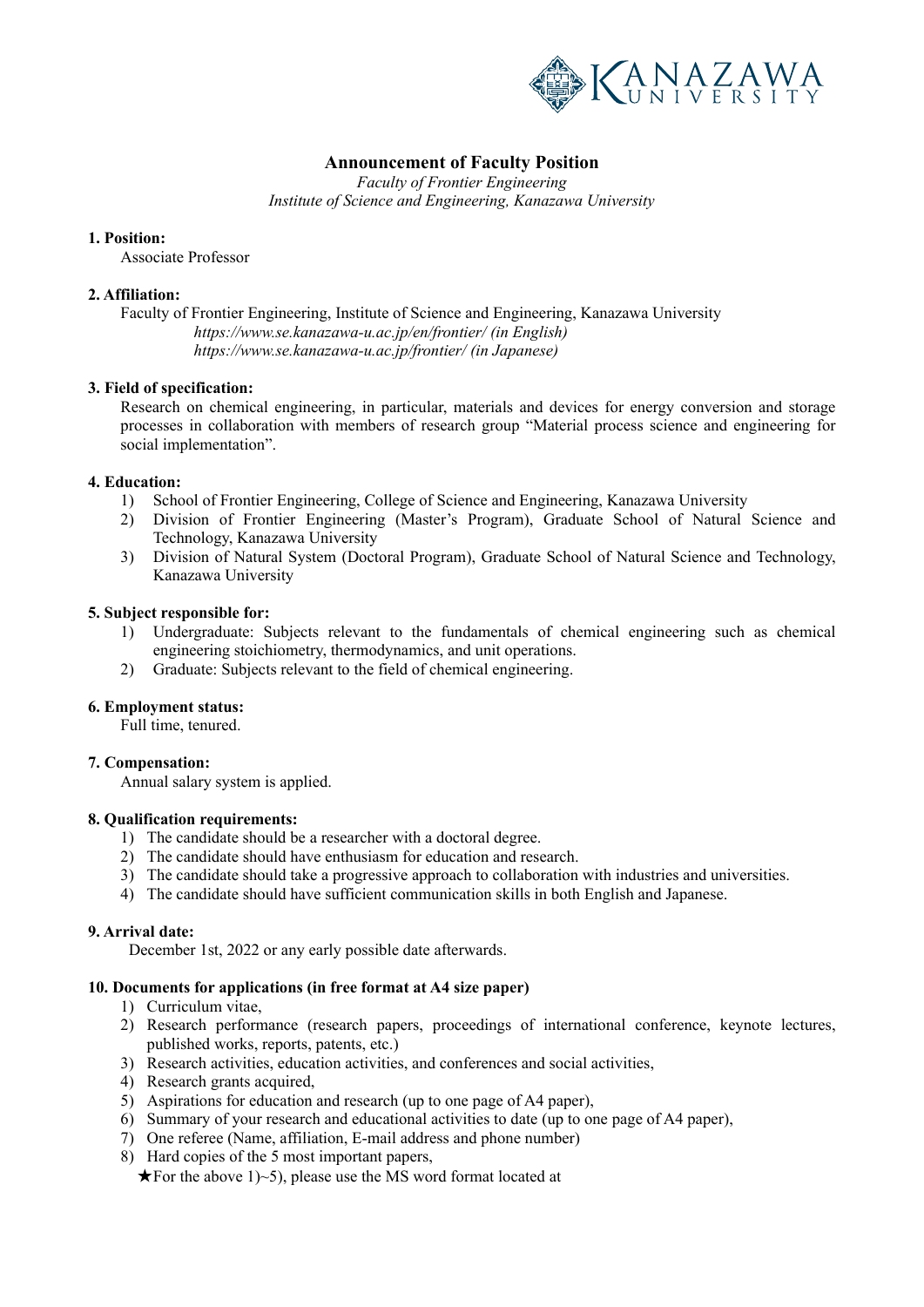# Announcement of Faculty Position

*Faculty of Frontier Engineering*
*Institute of Science and Engineering, Kanazawa University*

**1. Position:**

Associate Professor

**2. Affiliation:**

Faculty of Frontier Engineering, Institute of Science and Engineering, Kanazawa University

*https://www.se.kanazawa-u.ac.jp/en/frontier/ (in English)*
*https://www.se.kanazawa-u.ac.jp/frontier/ (in Japanese)*

**3. Field of specification:**

Research on chemical engineering, in particular, materials and devices for energy conversion and storage processes in collaboration with members of research group "Material process science and engineering for social implementation".

**4. Education:**

1) School of Frontier Engineering, College of Science and Engineering, Kanazawa University
2) Division of Frontier Engineering (Master's Program), Graduate School of Natural Science and Technology, Kanazawa University
3) Division of Natural System (Doctoral Program), Graduate School of Natural Science and Technology, Kanazawa University

**5. Subject responsible for:**

1) Undergraduate: Subjects relevant to the fundamentals of chemical engineering such as chemical engineering stoichiometry, thermodynamics, and unit operations.
2) Graduate: Subjects relevant to the field of chemical engineering.

**6. Employment status:**

Full time, tenured.

**7. Compensation:**

Annual salary system is applied.

**8. Qualification requirements:**

1) The candidate should be a researcher with a doctoral degree.
2) The candidate should have enthusiasm for education and research.
3) The candidate should take a progressive approach to collaboration with industries and universities.
4) The candidate should have sufficient communication skills in both English and Japanese.

**9. Arrival date:**

December 1st, 2022 or any early possible date afterwards.

**10. Documents for applications (in free format at A4 size paper)**

1) Curriculum vitae,
2) Research performance (research papers, proceedings of international conference, keynote lectures, published works, reports, patents, etc.)
3) Research activities, education activities, and conferences and social activities,
4) Research grants acquired,
5) Aspirations for education and research (up to one page of A4 paper),
6) Summary of your research and educational activities to date (up to one page of A4 paper),
7) One referee (Name, affiliation, E-mail address and phone number)
8) Hard copies of the 5 most important papers,

★For the above 1)~5), please use the MS word format located at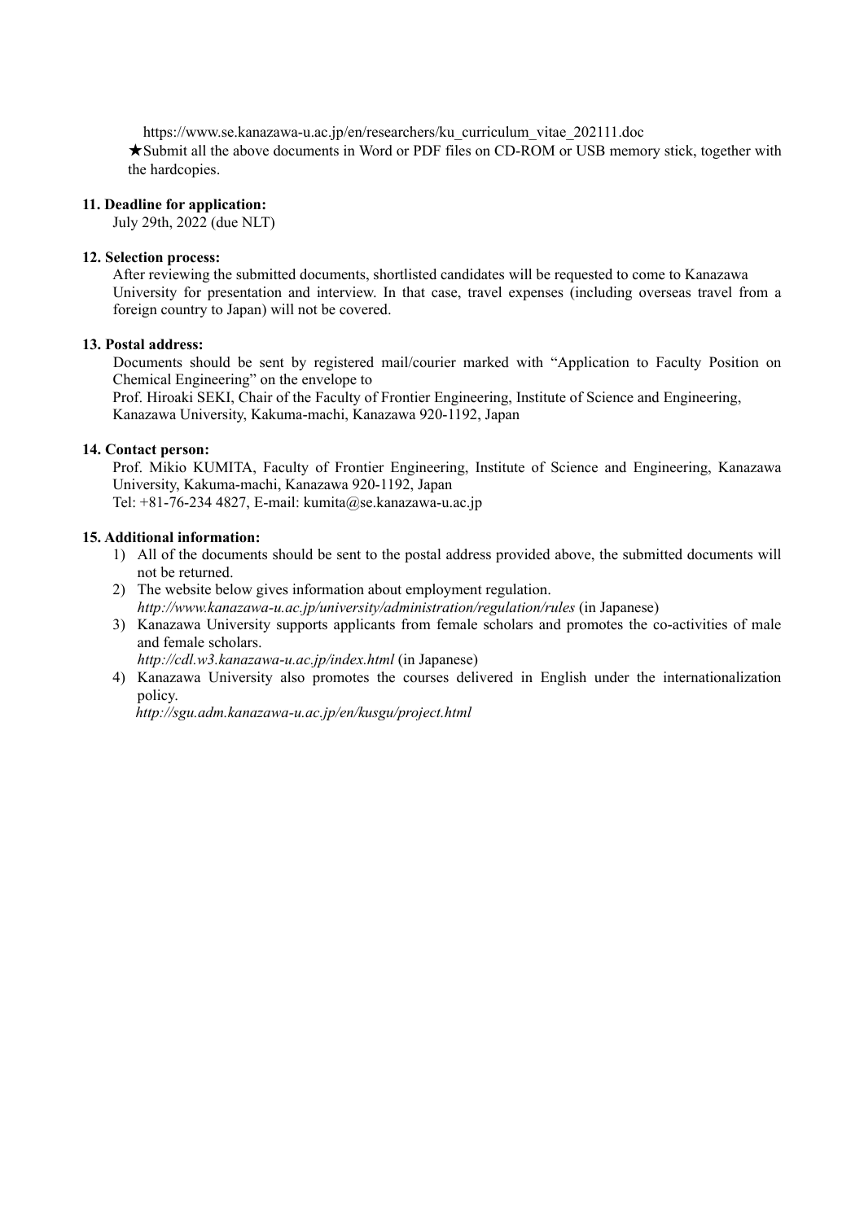https://www.se.kanazawa-u.ac.jp/en/researchers/ku_curriculum_vitae_202111.doc

★Submit all the above documents in Word or PDF files on CD-ROM or USB memory stick, together with the hardcopies.

**11. Deadline for application:**

July 29th, 2022 (due NLT)

**12. Selection process:**

After reviewing the submitted documents, shortlisted candidates will be requested to come to Kanazawa University for presentation and interview. In that case, travel expenses (including overseas travel from a foreign country to Japan) will not be covered.

**13. Postal address:**

Documents should be sent by registered mail/courier marked with "Application to Faculty Position on Chemical Engineering" on the envelope to

Prof. Hiroaki SEKI, Chair of the Faculty of Frontier Engineering, Institute of Science and Engineering, Kanazawa University, Kakuma-machi, Kanazawa 920-1192, Japan

**14. Contact person:**

Prof. Mikio KUMITA, Faculty of Frontier Engineering, Institute of Science and Engineering, Kanazawa University, Kakuma-machi, Kanazawa 920-1192, Japan

Tel: +81-76-234 4827, E-mail: kumita@se.kanazawa-u.ac.jp

**15. Additional information:**

1) All of the documents should be sent to the postal address provided above, the submitted documents will not be returned.
2) The website below gives information about employment regulation.
   *http://www.kanazawa-u.ac.jp/university/administration/regulation/rules* (in Japanese)
3) Kanazawa University supports applicants from female scholars and promotes the co-activities of male and female scholars.
   *http://cdl.w3.kanazawa-u.ac.jp/index.html* (in Japanese)
4) Kanazawa University also promotes the courses delivered in English under the internationalization policy.
   *http://sgu.adm.kanazawa-u.ac.jp/en/kusgu/project.html*